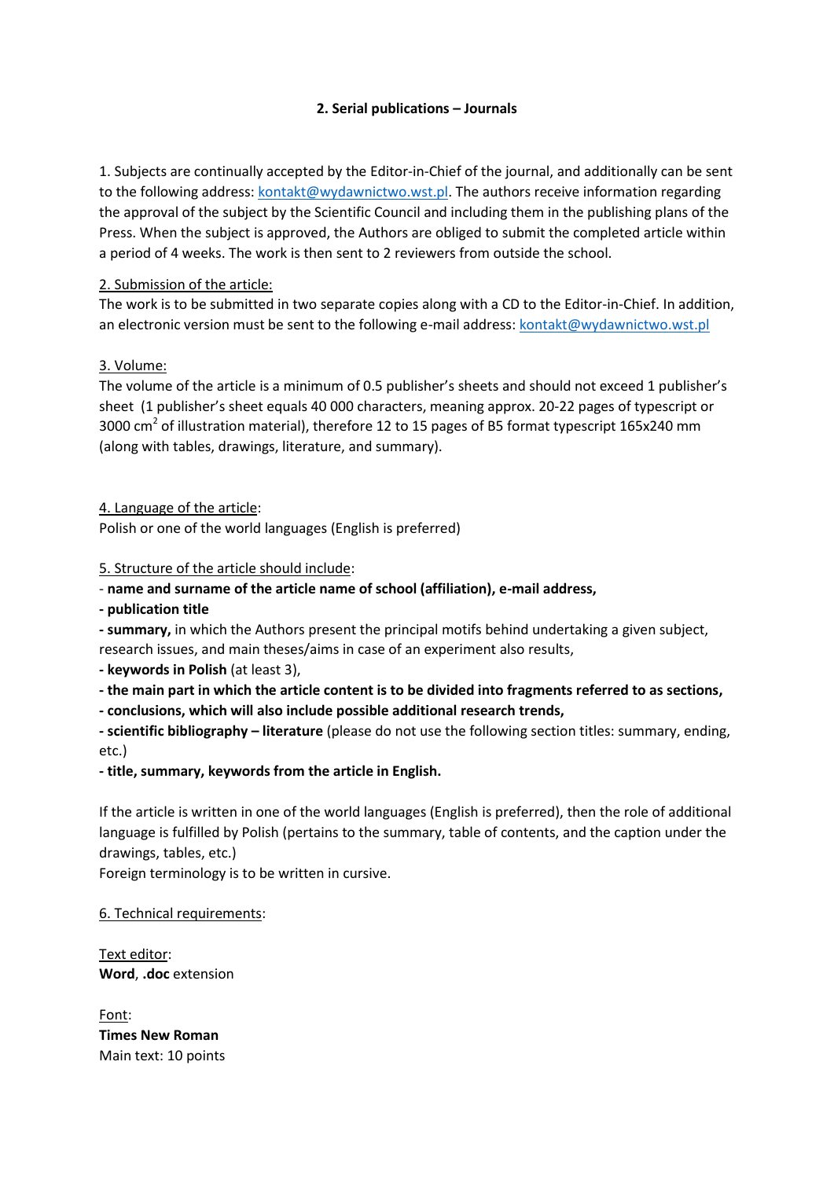## 2. Serial publications – Journals

1. Subjects are continually accepted by the Editor-in-Chief of the journal, and additionally can be sent to the following address: kontakt@wydawnictwo.wst.pl. The authors receive information regarding the approval of the subject by the Scientific Council and including them in the publishing plans of the Press. When the subject is approved, the Authors are obliged to submit the completed article within a period of 4 weeks. The work is then sent to 2 reviewers from outside the school.

2. Submission of the article:
The work is to be submitted in two separate copies along with a CD to the Editor-in-Chief. In addition, an electronic version must be sent to the following e-mail address: kontakt@wydawnictwo.wst.pl

3. Volume:
The volume of the article is a minimum of 0.5 publisher's sheets and should not exceed 1 publisher's sheet (1 publisher's sheet equals 40 000 characters, meaning approx. 20-22 pages of typescript or 3000 $cm^2$ of illustration material), therefore 12 to 15 pages of B5 format typescript 165x240 mm (along with tables, drawings, literature, and summary).

4. Language of the article:
Polish or one of the world languages (English is preferred)

5. Structure of the article should include:
- **name and surname of the article name of school (affiliation), e-mail address,**
- **publication title**
- **summary,** in which the Authors present the principal motifs behind undertaking a given subject, research issues, and main theses/aims in case of an experiment also results,
- **keywords in Polish** (at least 3),
- **the main part in which the article content is to be divided into fragments referred to as sections,**
- **conclusions, which will also include possible additional research trends,**
- **scientific bibliography – literature** (please do not use the following section titles: summary, ending, etc.)
- **title, summary, keywords from the article in English.**

If the article is written in one of the world languages (English is preferred), then the role of additional language is fulfilled by Polish (pertains to the summary, table of contents, and the caption under the drawings, tables, etc.)
Foreign terminology is to be written in cursive.

6. Technical requirements:

Text editor:
**Word**, **.doc** extension

Font:
**Times New Roman**
Main text: 10 points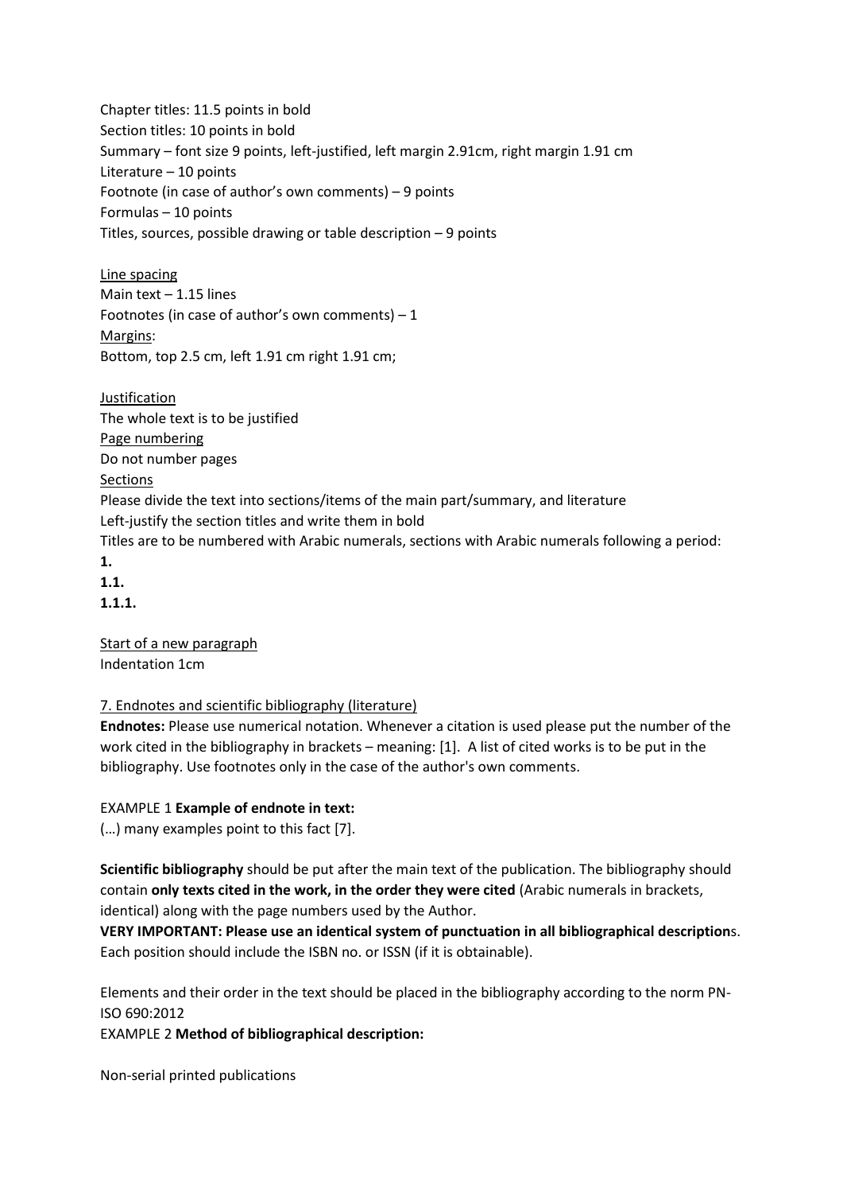Chapter titles: 11.5 points in bold
Section titles: 10 points in bold
Summary – font size 9 points, left-justified, left margin 2.91cm, right margin 1.91 cm
Literature – 10 points
Footnote (in case of author's own comments) – 9 points
Formulas – 10 points
Titles, sources, possible drawing or table description – 9 points

Line spacing
Main text – 1.15 lines
Footnotes (in case of author's own comments) – 1
Margins:
Bottom, top 2.5 cm, left 1.91 cm right 1.91 cm;

Justification
The whole text is to be justified
Page numbering
Do not number pages
Sections
Please divide the text into sections/items of the main part/summary, and literature
Left-justify the section titles and write them in bold
Titles are to be numbered with Arabic numerals, sections with Arabic numerals following a period:
**1.**
**1.1.**
**1.1.1.**

Start of a new paragraph
Indentation 1cm

7. Endnotes and scientific bibliography (literature)

**Endnotes:** Please use numerical notation. Whenever a citation is used please put the number of the work cited in the bibliography in brackets – meaning: [1]. A list of cited works is to be put in the bibliography. Use footnotes only in the case of the author's own comments.

EXAMPLE 1 **Example of endnote in text:**
(…) many examples point to this fact [7].

**Scientific bibliography** should be put after the main text of the publication. The bibliography should contain **only texts cited in the work, in the order they were cited** (Arabic numerals in brackets, identical) along with the page numbers used by the Author.
**VERY IMPORTANT: Please use an identical system of punctuation in all bibliographical description**s. Each position should include the ISBN no. or ISSN (if it is obtainable).

Elements and their order in the text should be placed in the bibliography according to the norm PN-ISO 690:2012
EXAMPLE 2 **Method of bibliographical description:**

Non-serial printed publications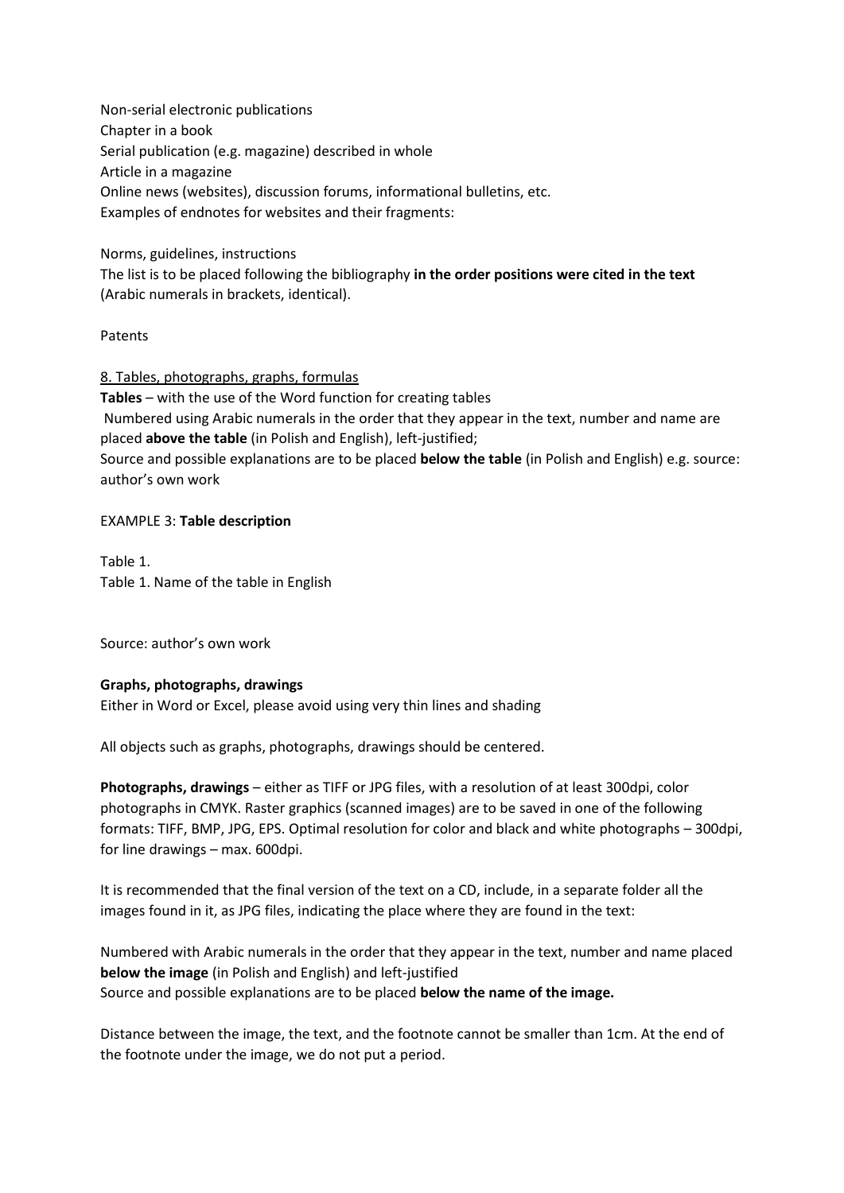Non-serial electronic publications
Chapter in a book
Serial publication (e.g. magazine) described in whole
Article in a magazine
Online news (websites), discussion forums, informational bulletins, etc.
Examples of endnotes for websites and their fragments:

Norms, guidelines, instructions
The list is to be placed following the bibliography **in the order positions were cited in the text** (Arabic numerals in brackets, identical).

Patents

<u>8. Tables, photographs, graphs, formulas</u>

**Tables** – with the use of the Word function for creating tables
Numbered using Arabic numerals in the order that they appear in the text, number and name are placed **above the table** (in Polish and English), left-justified;
Source and possible explanations are to be placed **below the table** (in Polish and English) e.g. source: author's own work

EXAMPLE 3: **Table description**

Table 1.
Table 1. Name of the table in English

Source: author's own work

**Graphs, photographs, drawings**
Either in Word or Excel, please avoid using very thin lines and shading

All objects such as graphs, photographs, drawings should be centered.

**Photographs, drawings** – either as TIFF or JPG files, with a resolution of at least 300dpi, color photographs in CMYK. Raster graphics (scanned images) are to be saved in one of the following formats: TIFF, BMP, JPG, EPS. Optimal resolution for color and black and white photographs – 300dpi, for line drawings – max. 600dpi.

It is recommended that the final version of the text on a CD, include, in a separate folder all the images found in it, as JPG files, indicating the place where they are found in the text:

Numbered with Arabic numerals in the order that they appear in the text, number and name placed **below the image** (in Polish and English) and left-justified
Source and possible explanations are to be placed **below the name of the image.**

Distance between the image, the text, and the footnote cannot be smaller than 1cm. At the end of the footnote under the image, we do not put a period.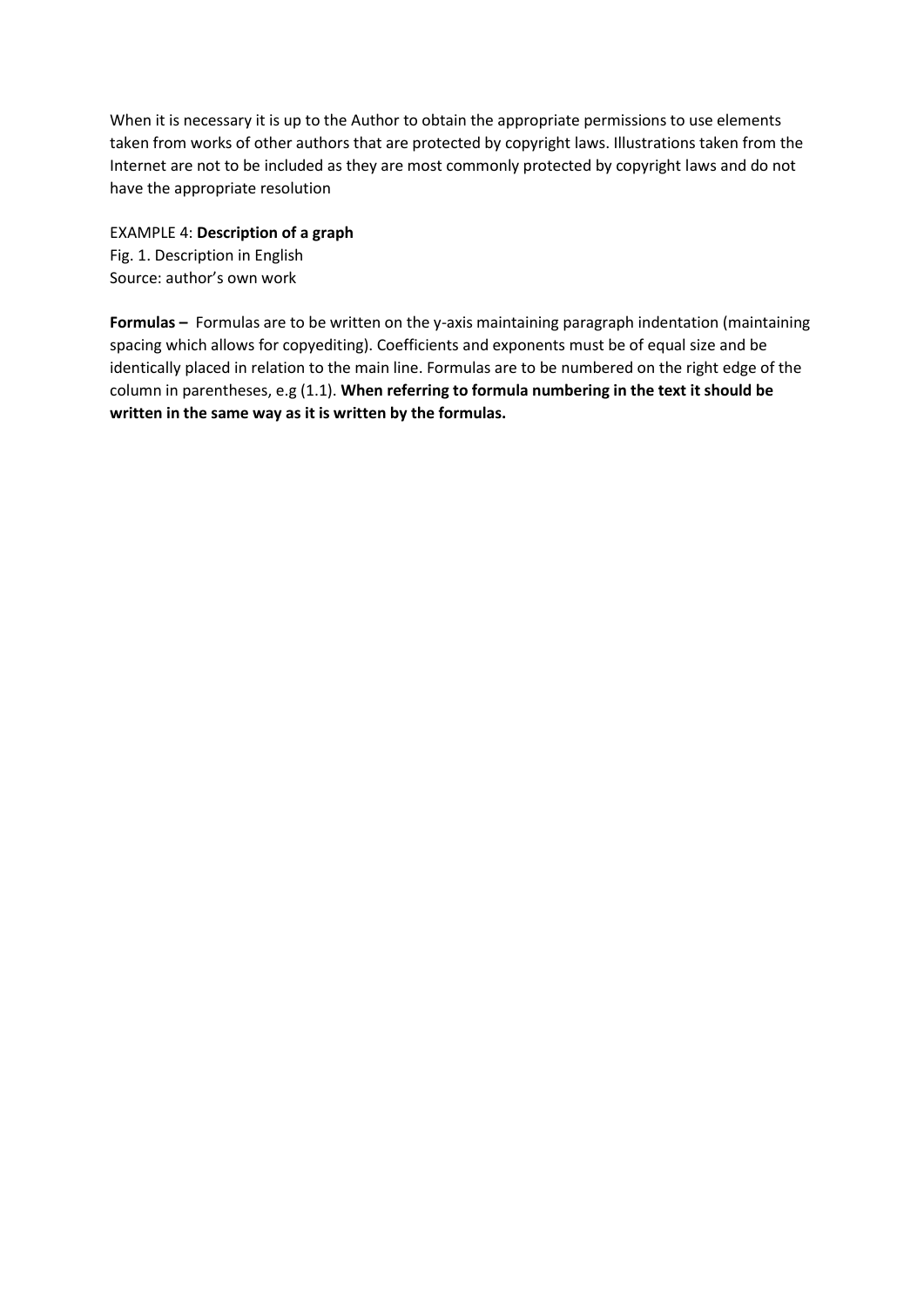When it is necessary it is up to the Author to obtain the appropriate permissions to use elements taken from works of other authors that are protected by copyright laws. Illustrations taken from the Internet are not to be included as they are most commonly protected by copyright laws and do not have the appropriate resolution

EXAMPLE 4: **Description of a graph**

Fig. 1. Description in English

Source: author's own work

**Formulas –** Formulas are to be written on the y-axis maintaining paragraph indentation (maintaining spacing which allows for copyediting). Coefficients and exponents must be of equal size and be identically placed in relation to the main line. Formulas are to be numbered on the right edge of the column in parentheses, e.g (1.1). **When referring to formula numbering in the text it should be written in the same way as it is written by the formulas.**